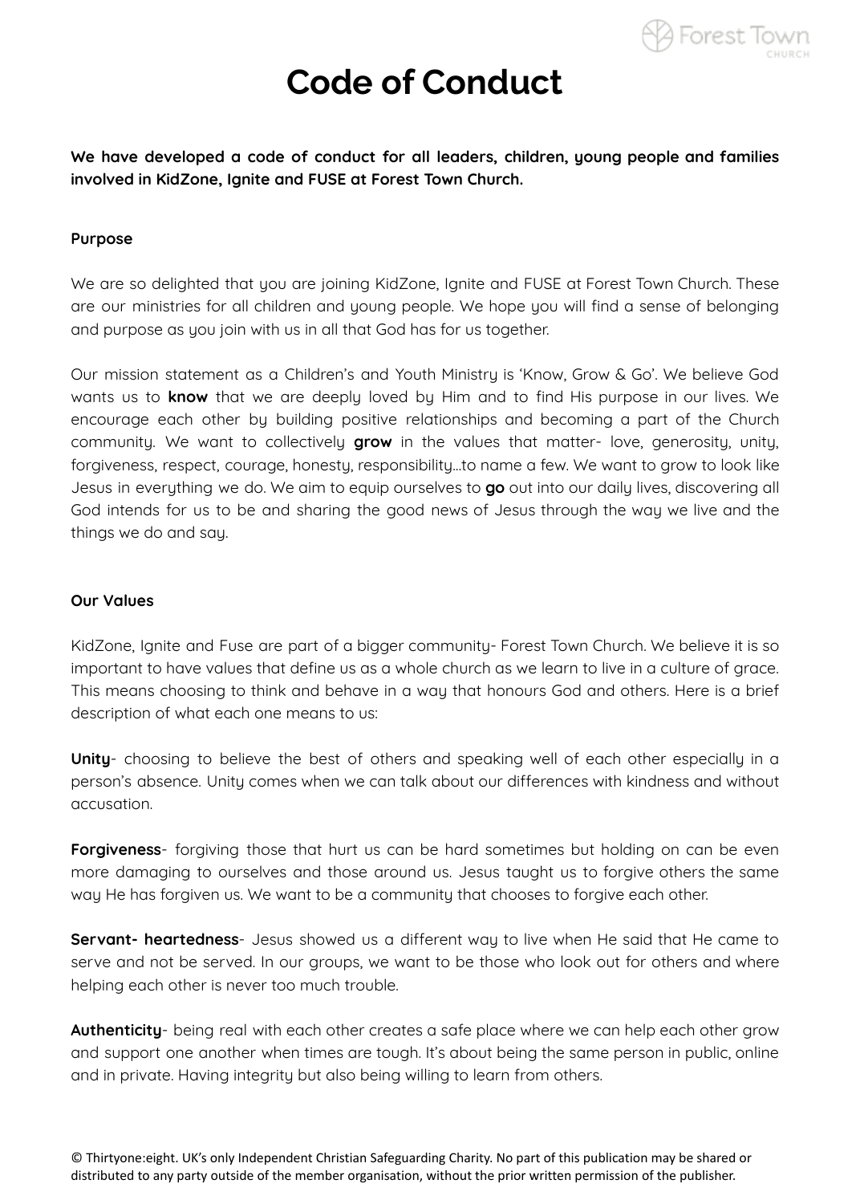# Code of Conduct

**We have developed a code of conduct for all leaders, children, young people and families involved in KidZone, Ignite and FUSE at Forest Town Church.**

**Purpose**

We are so delighted that you are joining KidZone, Ignite and FUSE at Forest Town Church. These are our ministries for all children and young people. We hope you will find a sense of belonging and purpose as you join with us in all that God has for us together.

Our mission statement as a Children's and Youth Ministry is 'Know, Grow & Go'. We believe God wants us to **know** that we are deeply loved by Him and to find His purpose in our lives. We encourage each other by building positive relationships and becoming a part of the Church community. We want to collectively **grow** in the values that matter- love, generosity, unity, forgiveness, respect, courage, honesty, responsibility…to name a few. We want to grow to look like Jesus in everything we do. We aim to equip ourselves to **go** out into our daily lives, discovering all God intends for us to be and sharing the good news of Jesus through the way we live and the things we do and say.

**Our Values**

KidZone, Ignite and Fuse are part of a bigger community- Forest Town Church. We believe it is so important to have values that define us as a whole church as we learn to live in a culture of grace. This means choosing to think and behave in a way that honours God and others. Here is a brief description of what each one means to us:

**Unity**- choosing to believe the best of others and speaking well of each other especially in a person's absence. Unity comes when we can talk about our differences with kindness and without accusation.

**Forgiveness**- forgiving those that hurt us can be hard sometimes but holding on can be even more damaging to ourselves and those around us. Jesus taught us to forgive others the same way He has forgiven us. We want to be a community that chooses to forgive each other.

**Servant- heartedness**- Jesus showed us a different way to live when He said that He came to serve and not be served. In our groups, we want to be those who look out for others and where helping each other is never too much trouble.

**Authenticity**- being real with each other creates a safe place where we can help each other grow and support one another when times are tough. It's about being the same person in public, online and in private. Having integrity but also being willing to learn from others.

© Thirtyone:eight. UK's only Independent Christian Safeguarding Charity. No part of this publication may be shared or distributed to any party outside of the member organisation, without the prior written permission of the publisher.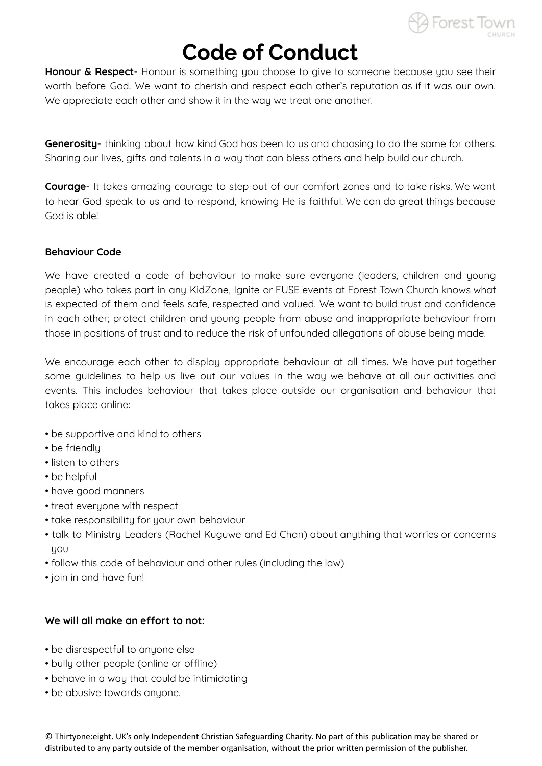# Code of Conduct

**Honour & Respect**- Honour is something you choose to give to someone because you see their worth before God. We want to cherish and respect each other's reputation as if it was our own. We appreciate each other and show it in the way we treat one another.

**Generosity**- thinking about how kind God has been to us and choosing to do the same for others. Sharing our lives, gifts and talents in a way that can bless others and help build our church.

**Courage**- It takes amazing courage to step out of our comfort zones and to take risks. We want to hear God speak to us and to respond, knowing He is faithful. We can do great things because God is able!

**Behaviour Code**

We have created a code of behaviour to make sure everyone (leaders, children and young people) who takes part in any KidZone, Ignite or FUSE events at Forest Town Church knows what is expected of them and feels safe, respected and valued. We want to build trust and confidence in each other; protect children and young people from abuse and inappropriate behaviour from those in positions of trust and to reduce the risk of unfounded allegations of abuse being made.

We encourage each other to display appropriate behaviour at all times. We have put together some guidelines to help us live out our values in the way we behave at all our activities and events. This includes behaviour that takes place outside our organisation and behaviour that takes place online:

- be supportive and kind to others
- be friendly
- listen to others
- be helpful
- have good manners
- treat everyone with respect
- take responsibility for your own behaviour
- talk to Ministry Leaders (Rachel Kuguwe and Ed Chan) about anything that worries or concerns you
- follow this code of behaviour and other rules (including the law)
- join in and have fun!

**We will all make an effort to not:**

- be disrespectful to anyone else
- bully other people (online or offline)
- behave in a way that could be intimidating
- be abusive towards anyone.

© Thirtyone:eight. UK's only Independent Christian Safeguarding Charity. No part of this publication may be shared or distributed to any party outside of the member organisation, without the prior written permission of the publisher.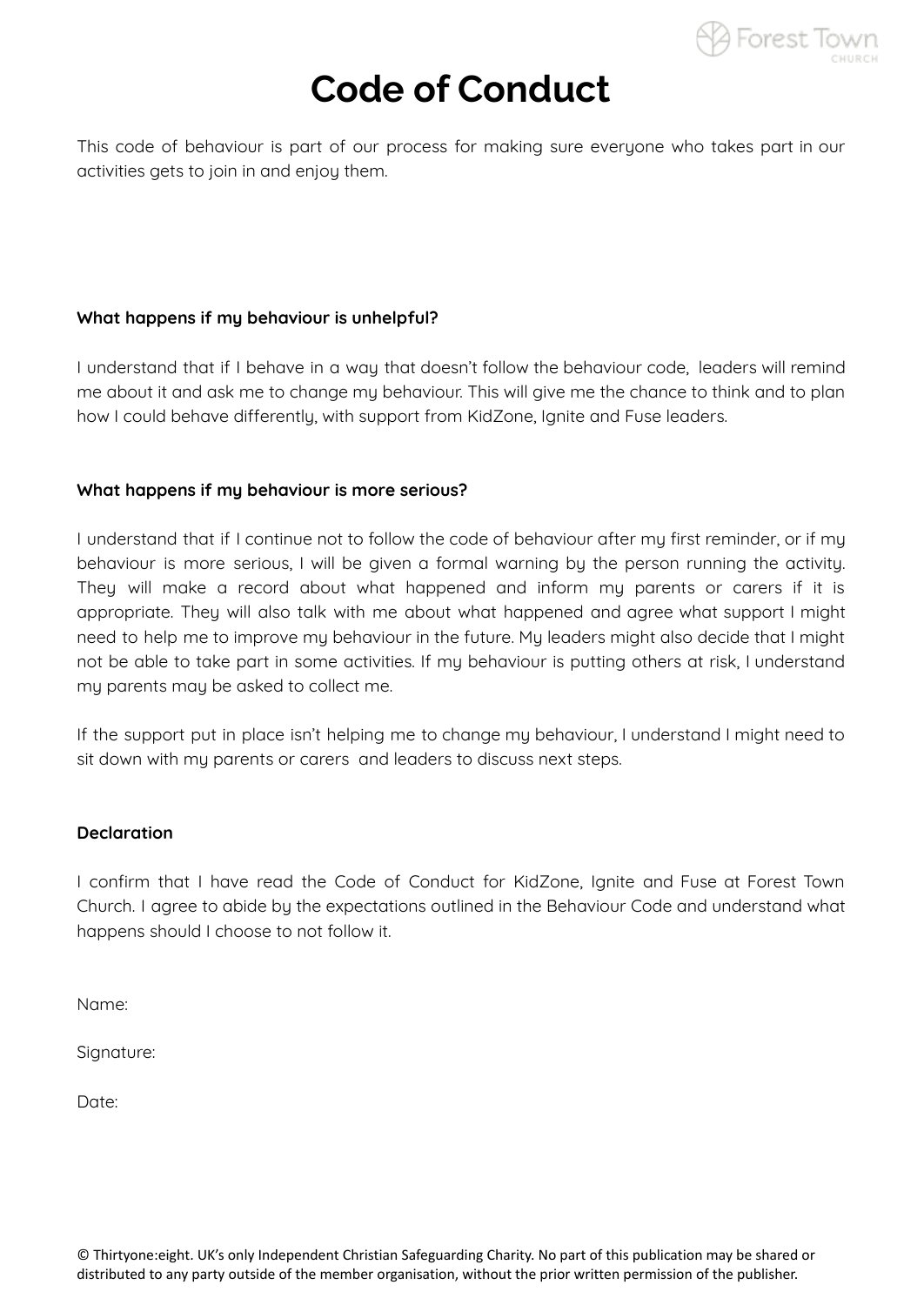# Code of Conduct

This code of behaviour is part of our process for making sure everyone who takes part in our activities gets to join in and enjoy them.

**What happens if my behaviour is unhelpful?**

I understand that if I behave in a way that doesn't follow the behaviour code, leaders will remind me about it and ask me to change my behaviour. This will give me the chance to think and to plan how I could behave differently, with support from KidZone, Ignite and Fuse leaders.

**What happens if my behaviour is more serious?**

I understand that if I continue not to follow the code of behaviour after my first reminder, or if my behaviour is more serious, I will be given a formal warning by the person running the activity. They will make a record about what happened and inform my parents or carers if it is appropriate. They will also talk with me about what happened and agree what support I might need to help me to improve my behaviour in the future. My leaders might also decide that I might not be able to take part in some activities. If my behaviour is putting others at risk, I understand my parents may be asked to collect me.

If the support put in place isn't helping me to change my behaviour, I understand I might need to sit down with my parents or carers and leaders to discuss next steps.

**Declaration**

I confirm that I have read the Code of Conduct for KidZone, Ignite and Fuse at Forest Town Church. I agree to abide by the expectations outlined in the Behaviour Code and understand what happens should I choose to not follow it.

Name:

Signature:

Date:

© Thirtyone:eight. UK's only Independent Christian Safeguarding Charity. No part of this publication may be shared or distributed to any party outside of the member organisation, without the prior written permission of the publisher.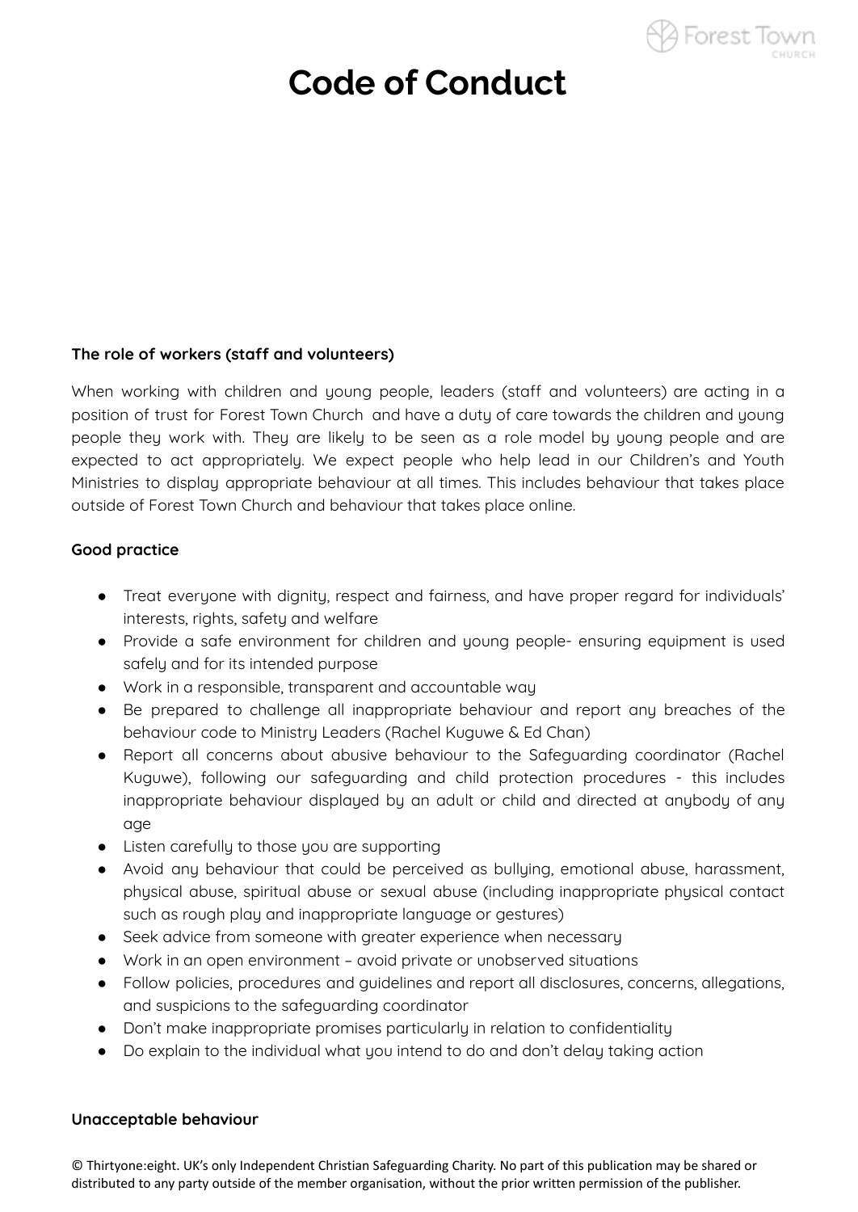# Code of Conduct

**The role of workers (staff and volunteers)**

When working with children and young people, leaders (staff and volunteers) are acting in a position of trust for Forest Town Church and have a duty of care towards the children and young people they work with. They are likely to be seen as a role model by young people and are expected to act appropriately. We expect people who help lead in our Children's and Youth Ministries to display appropriate behaviour at all times. This includes behaviour that takes place outside of Forest Town Church and behaviour that takes place online.

**Good practice**

- Treat everyone with dignity, respect and fairness, and have proper regard for individuals' interests, rights, safety and welfare
- Provide a safe environment for children and young people- ensuring equipment is used safely and for its intended purpose
- Work in a responsible, transparent and accountable way
- Be prepared to challenge all inappropriate behaviour and report any breaches of the behaviour code to Ministry Leaders (Rachel Kuguwe & Ed Chan)
- Report all concerns about abusive behaviour to the Safeguarding coordinator (Rachel Kuguwe), following our safeguarding and child protection procedures - this includes inappropriate behaviour displayed by an adult or child and directed at anybody of any age
- Listen carefully to those you are supporting
- Avoid any behaviour that could be perceived as bullying, emotional abuse, harassment, physical abuse, spiritual abuse or sexual abuse (including inappropriate physical contact such as rough play and inappropriate language or gestures)
- Seek advice from someone with greater experience when necessary
- Work in an open environment – avoid private or unobserved situations
- Follow policies, procedures and guidelines and report all disclosures, concerns, allegations, and suspicions to the safeguarding coordinator
- Don't make inappropriate promises particularly in relation to confidentiality
- Do explain to the individual what you intend to do and don't delay taking action

**Unacceptable behaviour**

© Thirtyone:eight. UK's only Independent Christian Safeguarding Charity. No part of this publication may be shared or distributed to any party outside of the member organisation, without the prior written permission of the publisher.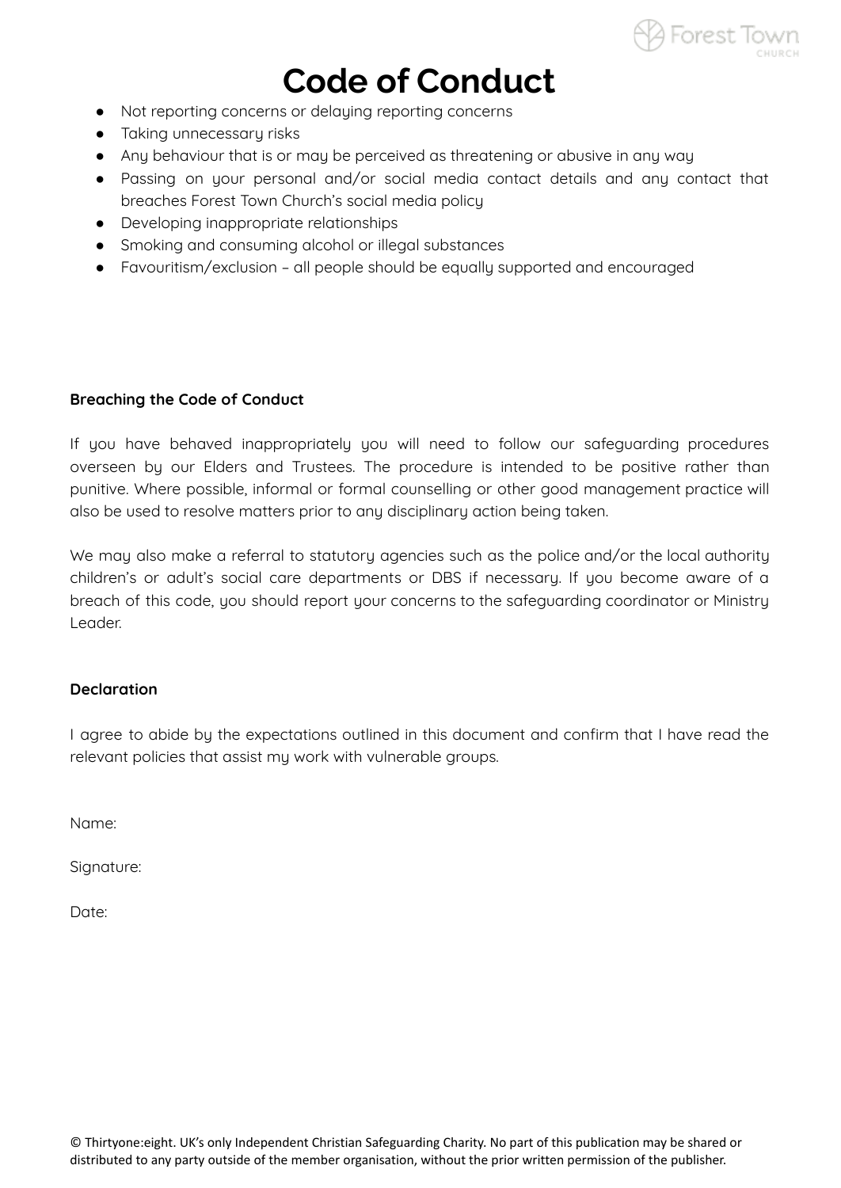- Not reporting concerns or delaying reporting concerns
- Taking unnecessary risks
- Any behaviour that is or may be perceived as threatening or abusive in any way
- Passing on your personal and/or social media contact details and any contact that breaches Forest Town Church's social media policy
- Developing inappropriate relationships
- Smoking and consuming alcohol or illegal substances
- Favouritism/exclusion – all people should be equally supported and encouraged

**Breaching the Code of Conduct**

If you have behaved inappropriately you will need to follow our safeguarding procedures overseen by our Elders and Trustees. The procedure is intended to be positive rather than punitive. Where possible, informal or formal counselling or other good management practice will also be used to resolve matters prior to any disciplinary action being taken.

We may also make a referral to statutory agencies such as the police and/or the local authority children's or adult's social care departments or DBS if necessary. If you become aware of a breach of this code, you should report your concerns to the safeguarding coordinator or Ministry Leader.

**Declaration**

I agree to abide by the expectations outlined in this document and confirm that I have read the relevant policies that assist my work with vulnerable groups.

Name:

Signature:

Date: